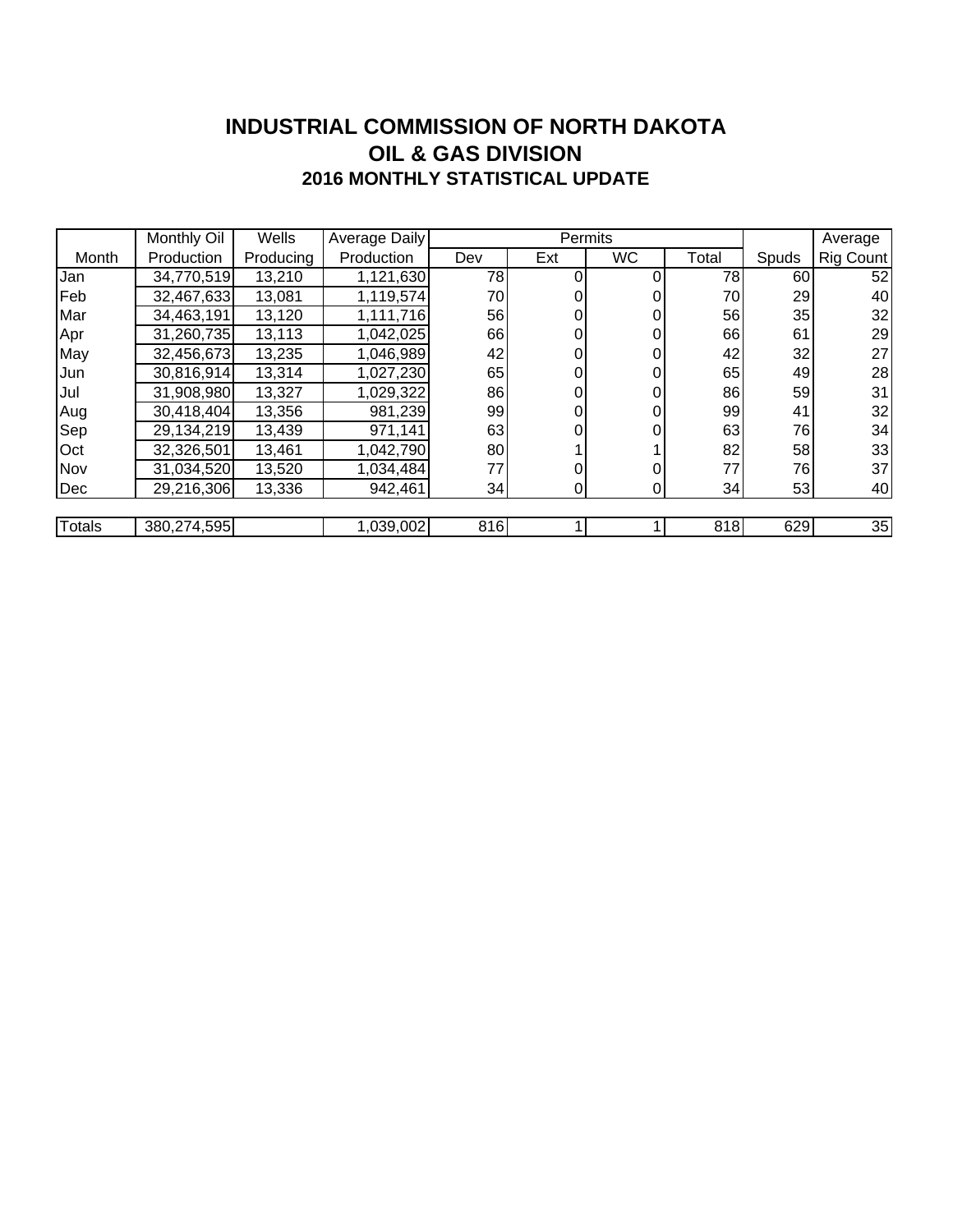# INDUSTRIAL COMMISSION OF NORTH DAKOTA
## OIL & GAS DIVISION
### 2016 MONTHLY STATISTICAL UPDATE

| Month | Monthly Oil Production | Wells Producing | Average Daily Production | Permits | | | | Spuds | Average Rig Count |
|---|---|---|---|---|---|---|---|---|---|
| | | | | Dev | Ext | WC | Total | | |
| Jan | 34,770,519 | 13,210 | 1,121,630 | 78 | 0 | 0 | 78 | 60 | 52 |
| Feb | 32,467,633 | 13,081 | 1,119,574 | 70 | 0 | 0 | 70 | 29 | 40 |
| Mar | 34,463,191 | 13,120 | 1,111,716 | 56 | 0 | 0 | 56 | 35 | 32 |
| Apr | 31,260,735 | 13,113 | 1,042,025 | 66 | 0 | 0 | 66 | 61 | 29 |
| May | 32,456,673 | 13,235 | 1,046,989 | 42 | 0 | 0 | 42 | 32 | 27 |
| Jun | 30,816,914 | 13,314 | 1,027,230 | 65 | 0 | 0 | 65 | 49 | 28 |
| Jul | 31,908,980 | 13,327 | 1,029,322 | 86 | 0 | 0 | 86 | 59 | 31 |
| Aug | 30,418,404 | 13,356 | 981,239 | 99 | 0 | 0 | 99 | 41 | 32 |
| Sep | 29,134,219 | 13,439 | 971,141 | 63 | 0 | 0 | 63 | 76 | 34 |
| Oct | 32,326,501 | 13,461 | 1,042,790 | 80 | 1 | 1 | 82 | 58 | 33 |
| Nov | 31,034,520 | 13,520 | 1,034,484 | 77 | 0 | 0 | 77 | 76 | 37 |
| Dec | 29,216,306 | 13,336 | 942,461 | 34 | 0 | 0 | 34 | 53 | 40 |
| Totals | 380,274,595 | | 1,039,002 | 816 | 1 | 1 | 818 | 629 | 35 |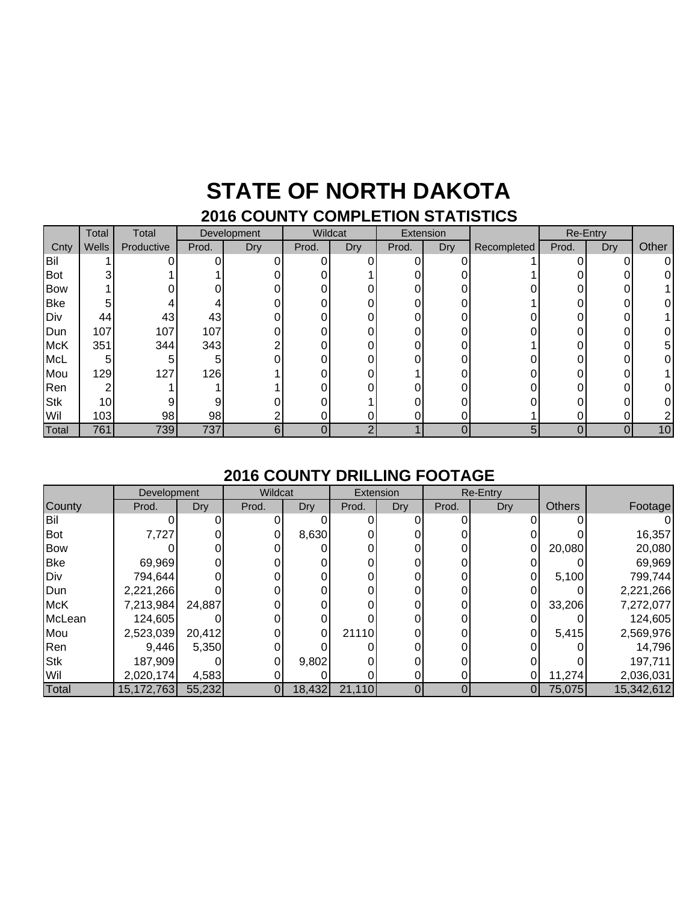# STATE OF NORTH DAKOTA

## 2016 COUNTY COMPLETION STATISTICS

| | Total | Total | Development | | Wildcat | | Extension | | | Re-Entry | | |
|---|---|---|---|---|---|---|---|---|---|---|---|---|
| Cnty | Wells | Productive | Prod. | Dry | Prod. | Dry | Prod. | Dry | Recompleted | Prod. | Dry | Other |
| Bil | 1 | 0 | 0 | 0 | 0 | 0 | 0 | 0 | 1 | 0 | 0 | 0 |
| Bot | 3 | 1 | 1 | 0 | 0 | 1 | 0 | 0 | 1 | 0 | 0 | 0 |
| Bow | 1 | 0 | 0 | 0 | 0 | 0 | 0 | 0 | 0 | 0 | 0 | 1 |
| Bke | 5 | 4 | 4 | 0 | 0 | 0 | 0 | 0 | 1 | 0 | 0 | 0 |
| Div | 44 | 43 | 43 | 0 | 0 | 0 | 0 | 0 | 0 | 0 | 0 | 1 |
| Dun | 107 | 107 | 107 | 0 | 0 | 0 | 0 | 0 | 0 | 0 | 0 | 0 |
| McK | 351 | 344 | 343 | 2 | 0 | 0 | 0 | 0 | 1 | 0 | 0 | 5 |
| McL | 5 | 5 | 5 | 0 | 0 | 0 | 0 | 0 | 0 | 0 | 0 | 0 |
| Mou | 129 | 127 | 126 | 1 | 0 | 0 | 1 | 0 | 0 | 0 | 0 | 1 |
| Ren | 2 | 1 | 1 | 1 | 0 | 0 | 0 | 0 | 0 | 0 | 0 | 0 |
| Stk | 10 | 9 | 9 | 0 | 0 | 1 | 0 | 0 | 0 | 0 | 0 | 0 |
| Wil | 103 | 98 | 98 | 2 | 0 | 0 | 0 | 0 | 1 | 0 | 0 | 2 |
| Total | 761 | 739 | 737 | 6 | 0 | 2 | 1 | 0 | 5 | 0 | 0 | 10 |

## 2016 COUNTY DRILLING FOOTAGE

| | Development | | Wildcat | | Extension | | Re-Entry | | | |
|---|---|---|---|---|---|---|---|---|---|---|
| County | Prod. | Dry | Prod. | Dry | Prod. | Dry | Prod. | Dry | Others | Footage |
| Bil | 0 | 0 | 0 | 0 | 0 | 0 | 0 | 0 | 0 | 0 |
| Bot | 7,727 | 0 | 0 | 8,630 | 0 | 0 | 0 | 0 | 0 | 16,357 |
| Bow | 0 | 0 | 0 | 0 | 0 | 0 | 0 | 0 | 20,080 | 20,080 |
| Bke | 69,969 | 0 | 0 | 0 | 0 | 0 | 0 | 0 | 0 | 69,969 |
| Div | 794,644 | 0 | 0 | 0 | 0 | 0 | 0 | 0 | 5,100 | 799,744 |
| Dun | 2,221,266 | 0 | 0 | 0 | 0 | 0 | 0 | 0 | 0 | 2,221,266 |
| McK | 7,213,984 | 24,887 | 0 | 0 | 0 | 0 | 0 | 0 | 33,206 | 7,272,077 |
| McLean | 124,605 | 0 | 0 | 0 | 0 | 0 | 0 | 0 | 0 | 124,605 |
| Mou | 2,523,039 | 20,412 | 0 | 0 | 21110 | 0 | 0 | 0 | 5,415 | 2,569,976 |
| Ren | 9,446 | 5,350 | 0 | 0 | 0 | 0 | 0 | 0 | 0 | 14,796 |
| Stk | 187,909 | 0 | 0 | 9,802 | 0 | 0 | 0 | 0 | 0 | 197,711 |
| Wil | 2,020,174 | 4,583 | 0 | 0 | 0 | 0 | 0 | 0 | 11,274 | 2,036,031 |
| Total | 15,172,763 | 55,232 | 0 | 18,432 | 21,110 | 0 | 0 | 0 | 75,075 | 15,342,612 |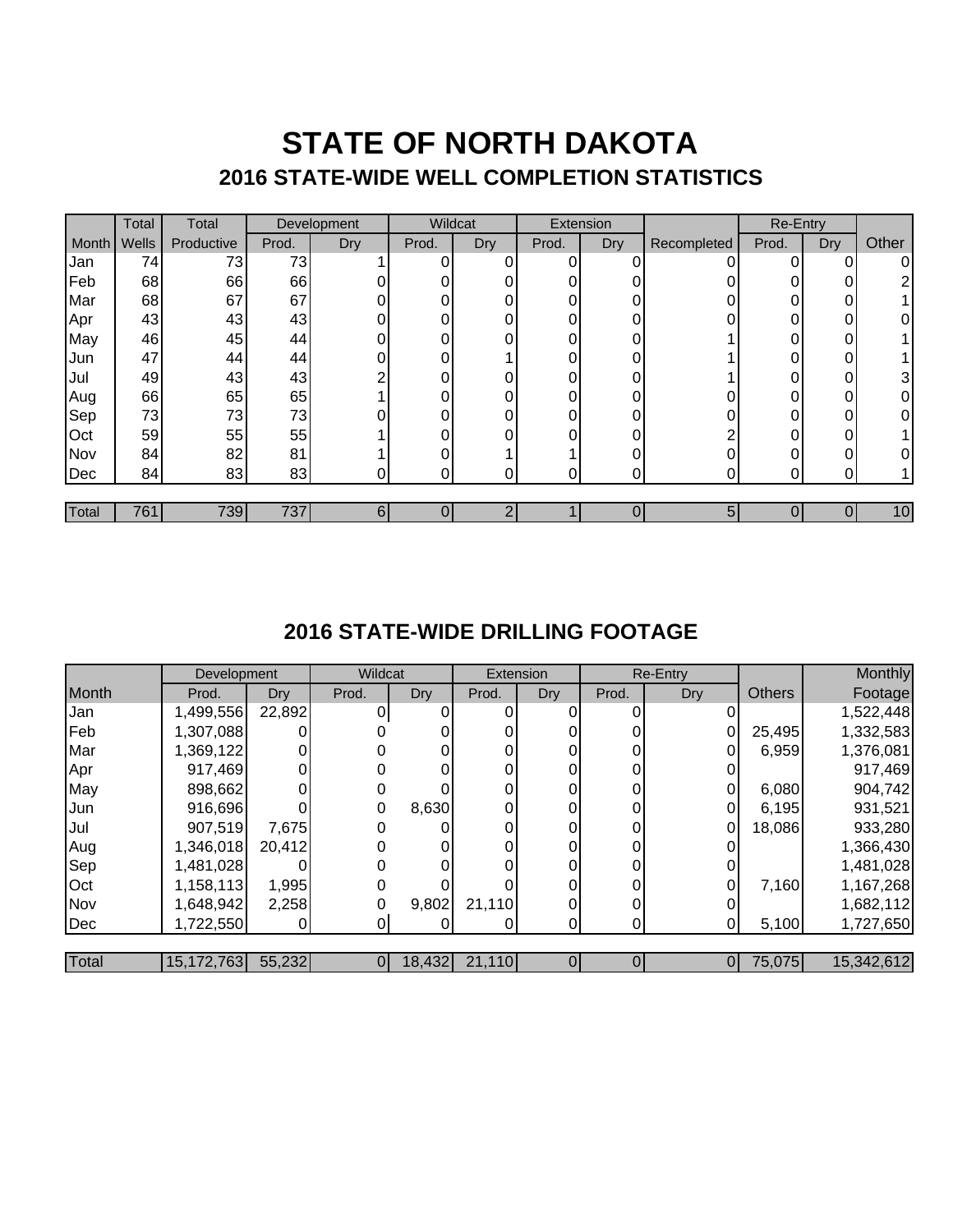# STATE OF NORTH DAKOTA

## 2016 STATE-WIDE WELL COMPLETION STATISTICS

| | Total | Total | Development | | Wildcat | | Extension | | | Re-Entry | | |
|---|---|---|---|---|---|---|---|---|---|---|---|---|
| Month | Wells | Productive | Prod. | Dry | Prod. | Dry | Prod. | Dry | Recompleted | Prod. | Dry | Other |
| Jan | 74 | 73 | 73 | 1 | 0 | 0 | 0 | 0 | 0 | 0 | 0 | 0 |
| Feb | 68 | 66 | 66 | 0 | 0 | 0 | 0 | 0 | 0 | 0 | 0 | 2 |
| Mar | 68 | 67 | 67 | 0 | 0 | 0 | 0 | 0 | 0 | 0 | 0 | 1 |
| Apr | 43 | 43 | 43 | 0 | 0 | 0 | 0 | 0 | 0 | 0 | 0 | 0 |
| May | 46 | 45 | 44 | 0 | 0 | 0 | 0 | 0 | 1 | 0 | 0 | 1 |
| Jun | 47 | 44 | 44 | 0 | 0 | 1 | 0 | 0 | 1 | 0 | 0 | 1 |
| Jul | 49 | 43 | 43 | 2 | 0 | 0 | 0 | 0 | 1 | 0 | 0 | 3 |
| Aug | 66 | 65 | 65 | 1 | 0 | 0 | 0 | 0 | 0 | 0 | 0 | 0 |
| Sep | 73 | 73 | 73 | 0 | 0 | 0 | 0 | 0 | 0 | 0 | 0 | 0 |
| Oct | 59 | 55 | 55 | 1 | 0 | 0 | 0 | 0 | 2 | 0 | 0 | 1 |
| Nov | 84 | 82 | 81 | 1 | 0 | 1 | 1 | 0 | 0 | 0 | 0 | 0 |
| Dec | 84 | 83 | 83 | 0 | 0 | 0 | 0 | 0 | 0 | 0 | 0 | 1 |
| Total | 761 | 739 | 737 | 6 | 0 | 2 | 1 | 0 | 5 | 0 | 0 | 10 |

## 2016 STATE-WIDE DRILLING FOOTAGE

| | Development | | Wildcat | | Extension | | Re-Entry | | | Monthly |
|---|---|---|---|---|---|---|---|---|---|---|
| Month | Prod. | Dry | Prod. | Dry | Prod. | Dry | Prod. | Dry | Others | Footage |
| Jan | 1,499,556 | 22,892 | 0 | 0 | 0 | 0 | 0 | 0 | | 1,522,448 |
| Feb | 1,307,088 | 0 | 0 | 0 | 0 | 0 | 0 | 0 | 25,495 | 1,332,583 |
| Mar | 1,369,122 | 0 | 0 | 0 | 0 | 0 | 0 | 0 | 6,959 | 1,376,081 |
| Apr | 917,469 | 0 | 0 | 0 | 0 | 0 | 0 | 0 | | 917,469 |
| May | 898,662 | 0 | 0 | 0 | 0 | 0 | 0 | 0 | 6,080 | 904,742 |
| Jun | 916,696 | 0 | 0 | 8,630 | 0 | 0 | 0 | 0 | 6,195 | 931,521 |
| Jul | 907,519 | 7,675 | 0 | 0 | 0 | 0 | 0 | 0 | 18,086 | 933,280 |
| Aug | 1,346,018 | 20,412 | 0 | 0 | 0 | 0 | 0 | 0 | | 1,366,430 |
| Sep | 1,481,028 | 0 | 0 | 0 | 0 | 0 | 0 | 0 | | 1,481,028 |
| Oct | 1,158,113 | 1,995 | 0 | 0 | 0 | 0 | 0 | 0 | 7,160 | 1,167,268 |
| Nov | 1,648,942 | 2,258 | 0 | 9,802 | 21,110 | 0 | 0 | 0 | | 1,682,112 |
| Dec | 1,722,550 | 0 | 0 | 0 | 0 | 0 | 0 | 0 | 5,100 | 1,727,650 |
| Total | 15,172,763 | 55,232 | 0 | 18,432 | 21,110 | 0 | 0 | 0 | 75,075 | 15,342,612 |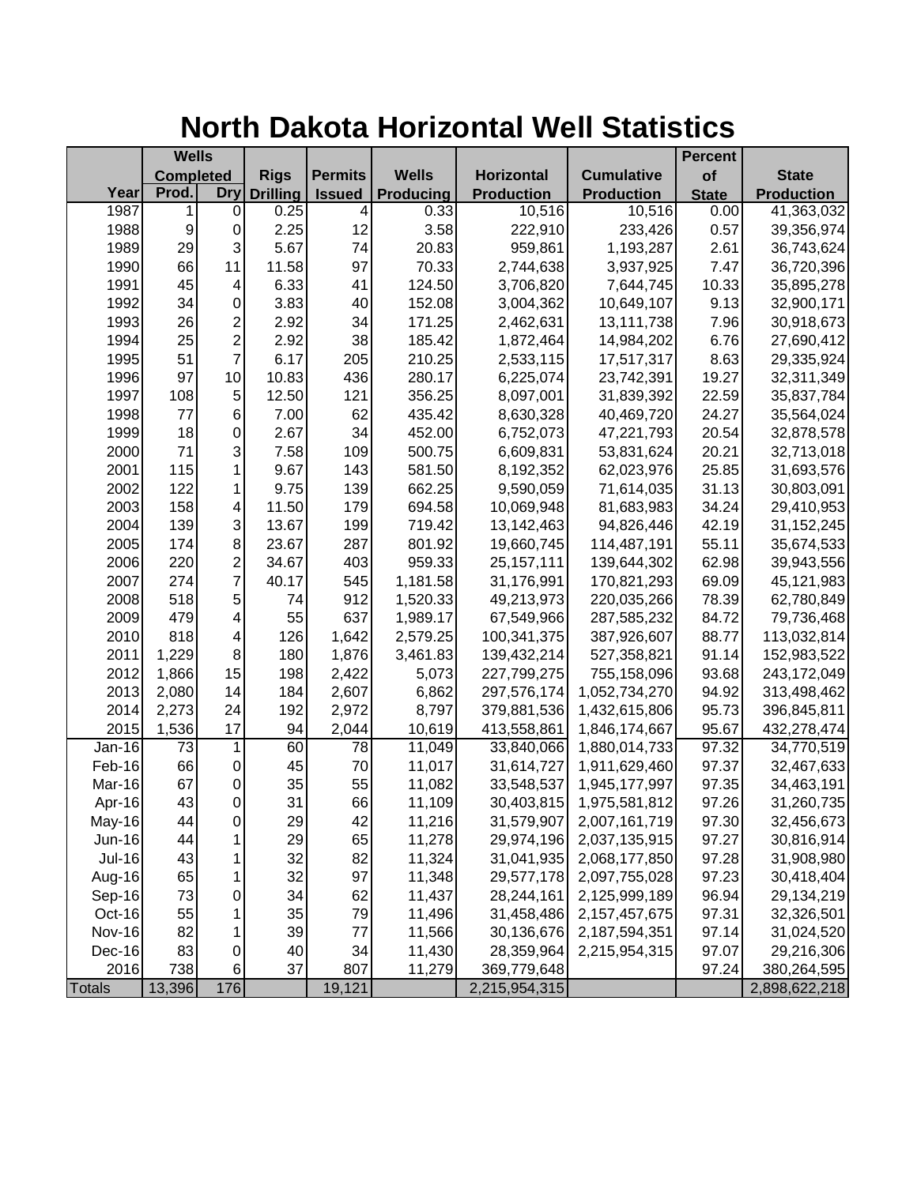# North Dakota Horizontal Well Statistics

| | Wells Completed | | Rigs | Permits | Wells | Horizontal | Cumulative | Percent of | State |
|---|---|---|---|---|---|---|---|---|---|
| Year | Prod. | Dry | Drilling | Issued | Producing | Production | Production | State | Production |
| 1987 | 1 | 0 | 0.25 | 4 | 0.33 | 10,516 | 10,516 | 0.00 | 41,363,032 |
| 1988 | 9 | 0 | 2.25 | 12 | 3.58 | 222,910 | 233,426 | 0.57 | 39,356,974 |
| 1989 | 29 | 3 | 5.67 | 74 | 20.83 | 959,861 | 1,193,287 | 2.61 | 36,743,624 |
| 1990 | 66 | 11 | 11.58 | 97 | 70.33 | 2,744,638 | 3,937,925 | 7.47 | 36,720,396 |
| 1991 | 45 | 4 | 6.33 | 41 | 124.50 | 3,706,820 | 7,644,745 | 10.33 | 35,895,278 |
| 1992 | 34 | 0 | 3.83 | 40 | 152.08 | 3,004,362 | 10,649,107 | 9.13 | 32,900,171 |
| 1993 | 26 | 2 | 2.92 | 34 | 171.25 | 2,462,631 | 13,111,738 | 7.96 | 30,918,673 |
| 1994 | 25 | 2 | 2.92 | 38 | 185.42 | 1,872,464 | 14,984,202 | 6.76 | 27,690,412 |
| 1995 | 51 | 7 | 6.17 | 205 | 210.25 | 2,533,115 | 17,517,317 | 8.63 | 29,335,924 |
| 1996 | 97 | 10 | 10.83 | 436 | 280.17 | 6,225,074 | 23,742,391 | 19.27 | 32,311,349 |
| 1997 | 108 | 5 | 12.50 | 121 | 356.25 | 8,097,001 | 31,839,392 | 22.59 | 35,837,784 |
| 1998 | 77 | 6 | 7.00 | 62 | 435.42 | 8,630,328 | 40,469,720 | 24.27 | 35,564,024 |
| 1999 | 18 | 0 | 2.67 | 34 | 452.00 | 6,752,073 | 47,221,793 | 20.54 | 32,878,578 |
| 2000 | 71 | 3 | 7.58 | 109 | 500.75 | 6,609,831 | 53,831,624 | 20.21 | 32,713,018 |
| 2001 | 115 | 1 | 9.67 | 143 | 581.50 | 8,192,352 | 62,023,976 | 25.85 | 31,693,576 |
| 2002 | 122 | 1 | 9.75 | 139 | 662.25 | 9,590,059 | 71,614,035 | 31.13 | 30,803,091 |
| 2003 | 158 | 4 | 11.50 | 179 | 694.58 | 10,069,948 | 81,683,983 | 34.24 | 29,410,953 |
| 2004 | 139 | 3 | 13.67 | 199 | 719.42 | 13,142,463 | 94,826,446 | 42.19 | 31,152,245 |
| 2005 | 174 | 8 | 23.67 | 287 | 801.92 | 19,660,745 | 114,487,191 | 55.11 | 35,674,533 |
| 2006 | 220 | 2 | 34.67 | 403 | 959.33 | 25,157,111 | 139,644,302 | 62.98 | 39,943,556 |
| 2007 | 274 | 7 | 40.17 | 545 | 1,181.58 | 31,176,991 | 170,821,293 | 69.09 | 45,121,983 |
| 2008 | 518 | 5 | 74 | 912 | 1,520.33 | 49,213,973 | 220,035,266 | 78.39 | 62,780,849 |
| 2009 | 479 | 4 | 55 | 637 | 1,989.17 | 67,549,966 | 287,585,232 | 84.72 | 79,736,468 |
| 2010 | 818 | 4 | 126 | 1,642 | 2,579.25 | 100,341,375 | 387,926,607 | 88.77 | 113,032,814 |
| 2011 | 1,229 | 8 | 180 | 1,876 | 3,461.83 | 139,432,214 | 527,358,821 | 91.14 | 152,983,522 |
| 2012 | 1,866 | 15 | 198 | 2,422 | 5,073 | 227,799,275 | 755,158,096 | 93.68 | 243,172,049 |
| 2013 | 2,080 | 14 | 184 | 2,607 | 6,862 | 297,576,174 | 1,052,734,270 | 94.92 | 313,498,462 |
| 2014 | 2,273 | 24 | 192 | 2,972 | 8,797 | 379,881,536 | 1,432,615,806 | 95.73 | 396,845,811 |
| 2015 | 1,536 | 17 | 94 | 2,044 | 10,619 | 413,558,861 | 1,846,174,667 | 95.67 | 432,278,474 |
| Jan-16 | 73 | 1 | 60 | 78 | 11,049 | 33,840,066 | 1,880,014,733 | 97.32 | 34,770,519 |
| Feb-16 | 66 | 0 | 45 | 70 | 11,017 | 31,614,727 | 1,911,629,460 | 97.37 | 32,467,633 |
| Mar-16 | 67 | 0 | 35 | 55 | 11,082 | 33,548,537 | 1,945,177,997 | 97.35 | 34,463,191 |
| Apr-16 | 43 | 0 | 31 | 66 | 11,109 | 30,403,815 | 1,975,581,812 | 97.26 | 31,260,735 |
| May-16 | 44 | 0 | 29 | 42 | 11,216 | 31,579,907 | 2,007,161,719 | 97.30 | 32,456,673 |
| Jun-16 | 44 | 1 | 29 | 65 | 11,278 | 29,974,196 | 2,037,135,915 | 97.27 | 30,816,914 |
| Jul-16 | 43 | 1 | 32 | 82 | 11,324 | 31,041,935 | 2,068,177,850 | 97.28 | 31,908,980 |
| Aug-16 | 65 | 1 | 32 | 97 | 11,348 | 29,577,178 | 2,097,755,028 | 97.23 | 30,418,404 |
| Sep-16 | 73 | 0 | 34 | 62 | 11,437 | 28,244,161 | 2,125,999,189 | 96.94 | 29,134,219 |
| Oct-16 | 55 | 1 | 35 | 79 | 11,496 | 31,458,486 | 2,157,457,675 | 97.31 | 32,326,501 |
| Nov-16 | 82 | 1 | 39 | 77 | 11,566 | 30,136,676 | 2,187,594,351 | 97.14 | 31,024,520 |
| Dec-16 | 83 | 0 | 40 | 34 | 11,430 | 28,359,964 | 2,215,954,315 | 97.07 | 29,216,306 |
| 2016 | 738 | 6 | 37 | 807 | 11,279 | 369,779,648 | | 97.24 | 380,264,595 |
| Totals | 13,396 | 176 | | 19,121 | | 2,215,954,315 | | | 2,898,622,218 |